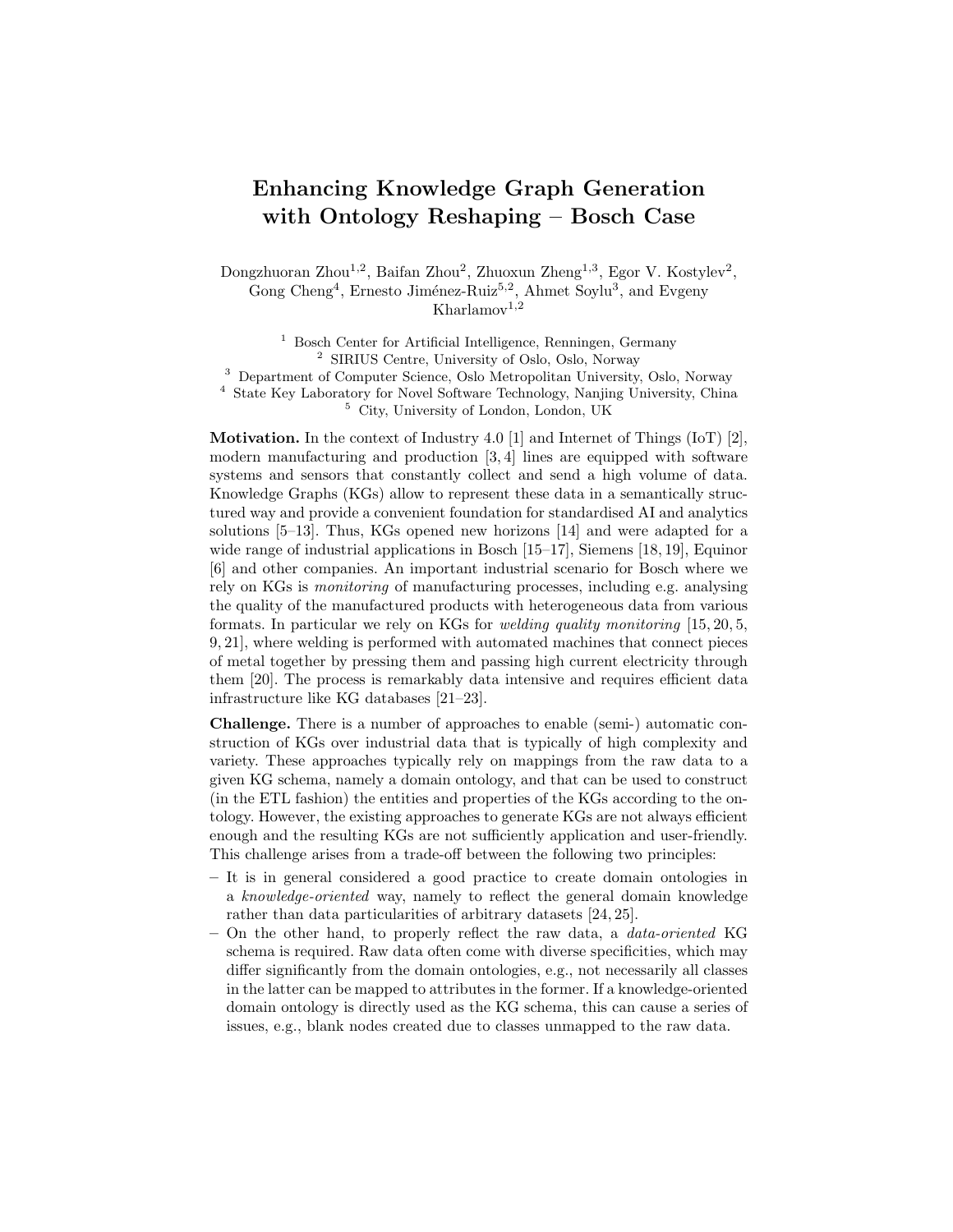# Enhancing Knowledge Graph Generation with Ontology Reshaping – Bosch Case

Dongzhuoran Zhou[1,2], Baifan Zhou[2], Zhuoxun Zheng[1,3], Egor V. Kostylev[2], Gong Cheng[4], Ernesto Jiménez-Ruiz[5,2], Ahmet Soylu[3], and Evgeny Kharlamov[1,2]

[1] Bosch Center for Artificial Intelligence, Renningen, Germany
[2] SIRIUS Centre, University of Oslo, Oslo, Norway
[3] Department of Computer Science, Oslo Metropolitan University, Oslo, Norway
[4] State Key Laboratory for Novel Software Technology, Nanjing University, China
[5] City, University of London, London, UK

**Motivation.** In the context of Industry 4.0 [1] and Internet of Things (IoT) [2], modern manufacturing and production [3, 4] lines are equipped with software systems and sensors that constantly collect and send a high volume of data. Knowledge Graphs (KGs) allow to represent these data in a semantically structured way and provide a convenient foundation for standardised AI and analytics solutions [5–13]. Thus, KGs opened new horizons [14] and were adapted for a wide range of industrial applications in Bosch [15–17], Siemens [18, 19], Equinor [6] and other companies. An important industrial scenario for Bosch where we rely on KGs is *monitoring* of manufacturing processes, including e.g. analysing the quality of the manufactured products with heterogeneous data from various formats. In particular we rely on KGs for *welding quality monitoring* [15, 20, 5, 9, 21], where welding is performed with automated machines that connect pieces of metal together by pressing them and passing high current electricity through them [20]. The process is remarkably data intensive and requires efficient data infrastructure like KG databases [21–23].

**Challenge.** There is a number of approaches to enable (semi-) automatic construction of KGs over industrial data that is typically of high complexity and variety. These approaches typically rely on mappings from the raw data to a given KG schema, namely a domain ontology, and that can be used to construct (in the ETL fashion) the entities and properties of the KGs according to the ontology. However, the existing approaches to generate KGs are not always efficient enough and the resulting KGs are not sufficiently application and user-friendly. This challenge arises from a trade-off between the following two principles:

- It is in general considered a good practice to create domain ontologies in a *knowledge-oriented* way, namely to reflect the general domain knowledge rather than data particularities of arbitrary datasets [24, 25].
- On the other hand, to properly reflect the raw data, a *data-oriented* KG schema is required. Raw data often come with diverse specificities, which may differ significantly from the domain ontologies, e.g., not necessarily all classes in the latter can be mapped to attributes in the former. If a knowledge-oriented domain ontology is directly used as the KG schema, this can cause a series of issues, e.g., blank nodes created due to classes unmapped to the raw data.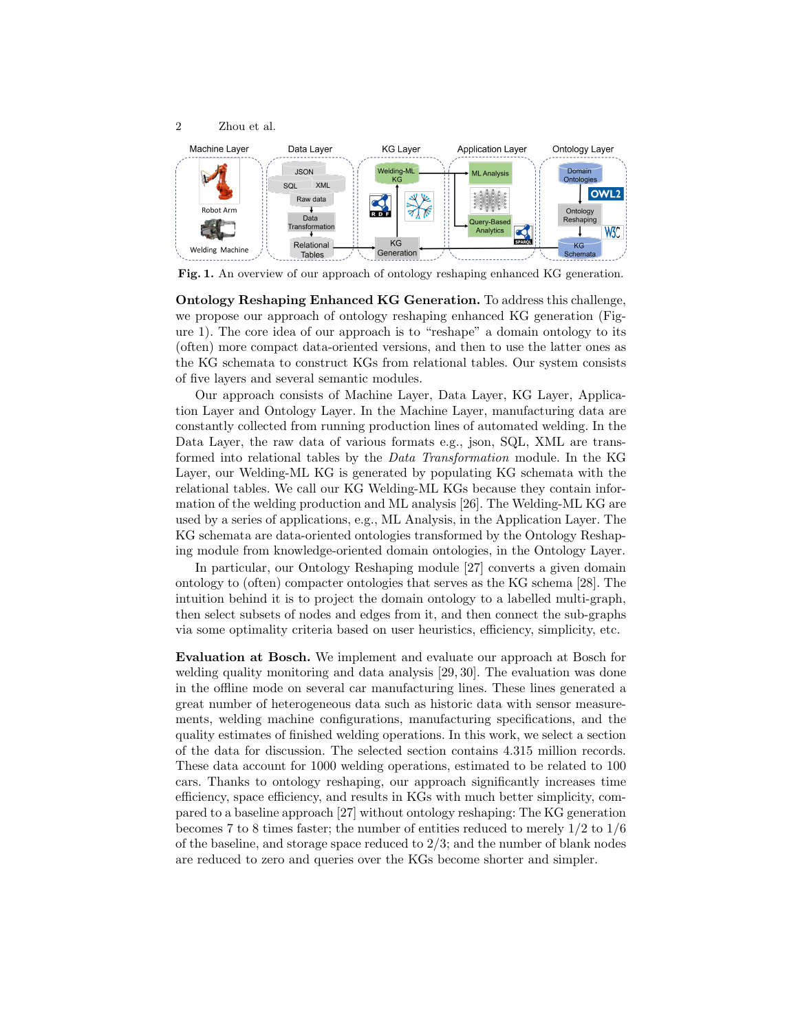**Fig. 1.** An overview of our approach of ontology reshaping enhanced KG generation.

**Ontology Reshaping Enhanced KG Generation.** To address this challenge, we propose our approach of ontology reshaping enhanced KG generation (Figure 1). The core idea of our approach is to "reshape" a domain ontology to its (often) more compact data-oriented versions, and then to use the latter ones as the KG schemata to construct KGs from relational tables. Our system consists of five layers and several semantic modules.

Our approach consists of Machine Layer, Data Layer, KG Layer, Application Layer and Ontology Layer. In the Machine Layer, manufacturing data are constantly collected from running production lines of automated welding. In the Data Layer, the raw data of various formats e.g., json, SQL, XML are transformed into relational tables by the *Data Transformation* module. In the KG Layer, our Welding-ML KG is generated by populating KG schemata with the relational tables. We call our KG Welding-ML KGs because they contain information of the welding production and ML analysis [26]. The Welding-ML KG are used by a series of applications, e.g., ML Analysis, in the Application Layer. The KG schemata are data-oriented ontologies transformed by the Ontology Reshaping module from knowledge-oriented domain ontologies, in the Ontology Layer.

In particular, our Ontology Reshaping module [27] converts a given domain ontology to (often) compacter ontologies that serves as the KG schema [28]. The intuition behind it is to project the domain ontology to a labelled multi-graph, then select subsets of nodes and edges from it, and then connect the sub-graphs via some optimality criteria based on user heuristics, efficiency, simplicity, etc.

**Evaluation at Bosch.** We implement and evaluate our approach at Bosch for welding quality monitoring and data analysis [29, 30]. The evaluation was done in the offline mode on several car manufacturing lines. These lines generated a great number of heterogeneous data such as historic data with sensor measurements, welding machine configurations, manufacturing specifications, and the quality estimates of finished welding operations. In this work, we select a section of the data for discussion. The selected section contains 4.315 million records. These data account for 1000 welding operations, estimated to be related to 100 cars. Thanks to ontology reshaping, our approach significantly increases time efficiency, space efficiency, and results in KGs with much better simplicity, compared to a baseline approach [27] without ontology reshaping: The KG generation becomes 7 to 8 times faster; the number of entities reduced to merely 1/2 to 1/6 of the baseline, and storage space reduced to 2/3; and the number of blank nodes are reduced to zero and queries over the KGs become shorter and simpler.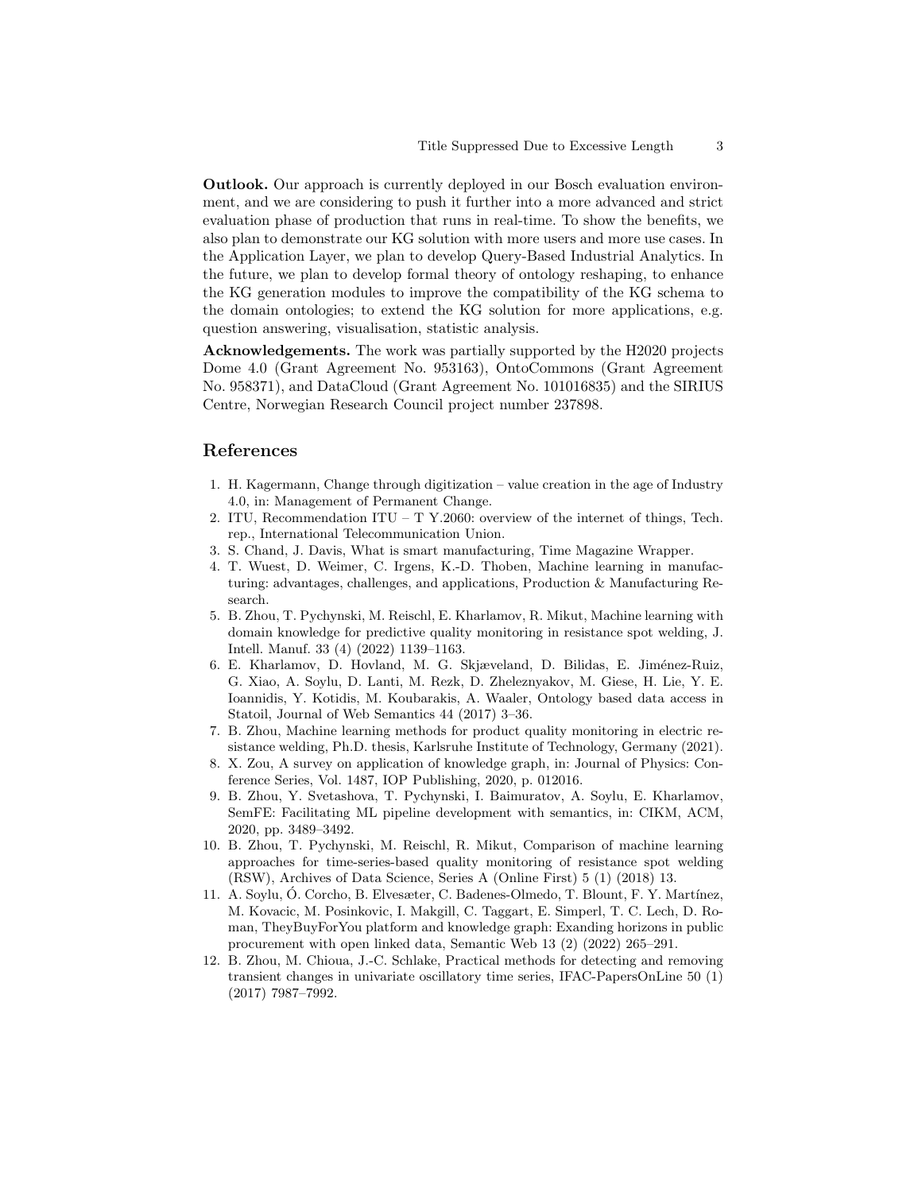**Outlook.** Our approach is currently deployed in our Bosch evaluation environment, and we are considering to push it further into a more advanced and strict evaluation phase of production that runs in real-time. To show the benefits, we also plan to demonstrate our KG solution with more users and more use cases. In the Application Layer, we plan to develop Query-Based Industrial Analytics. In the future, we plan to develop formal theory of ontology reshaping, to enhance the KG generation modules to improve the compatibility of the KG schema to the domain ontologies; to extend the KG solution for more applications, e.g. question answering, visualisation, statistic analysis.

**Acknowledgements.** The work was partially supported by the H2020 projects Dome 4.0 (Grant Agreement No. 953163), OntoCommons (Grant Agreement No. 958371), and DataCloud (Grant Agreement No. 101016835) and the SIRIUS Centre, Norwegian Research Council project number 237898.

## References

1. H. Kagermann, Change through digitization – value creation in the age of Industry 4.0, in: Management of Permanent Change.
2. ITU, Recommendation ITU – T Y.2060: overview of the internet of things, Tech. rep., International Telecommunication Union.
3. S. Chand, J. Davis, What is smart manufacturing, Time Magazine Wrapper.
4. T. Wuest, D. Weimer, C. Irgens, K.-D. Thoben, Machine learning in manufacturing: advantages, challenges, and applications, Production & Manufacturing Research.
5. B. Zhou, T. Pychynski, M. Reischl, E. Kharlamov, R. Mikut, Machine learning with domain knowledge for predictive quality monitoring in resistance spot welding, J. Intell. Manuf. 33 (4) (2022) 1139–1163.
6. E. Kharlamov, D. Hovland, M. G. Skjæveland, D. Bilidas, E. Jiménez-Ruiz, G. Xiao, A. Soylu, D. Lanti, M. Rezk, D. Zheleznyakov, M. Giese, H. Lie, Y. E. Ioannidis, Y. Kotidis, M. Koubarakis, A. Waaler, Ontology based data access in Statoil, Journal of Web Semantics 44 (2017) 3–36.
7. B. Zhou, Machine learning methods for product quality monitoring in electric resistance welding, Ph.D. thesis, Karlsruhe Institute of Technology, Germany (2021).
8. X. Zou, A survey on application of knowledge graph, in: Journal of Physics: Conference Series, Vol. 1487, IOP Publishing, 2020, p. 012016.
9. B. Zhou, Y. Svetashova, T. Pychynski, I. Baimuratov, A. Soylu, E. Kharlamov, SemFE: Facilitating ML pipeline development with semantics, in: CIKM, ACM, 2020, pp. 3489–3492.
10. B. Zhou, T. Pychynski, M. Reischl, R. Mikut, Comparison of machine learning approaches for time-series-based quality monitoring of resistance spot welding (RSW), Archives of Data Science, Series A (Online First) 5 (1) (2018) 13.
11. A. Soylu, Ó. Corcho, B. Elvesæter, C. Badenes-Olmedo, T. Blount, F. Y. Martínez, M. Kovacic, M. Posinkovic, I. Makgill, C. Taggart, E. Simperl, T. C. Lech, D. Roman, TheyBuyForYou platform and knowledge graph: Exanding horizons in public procurement with open linked data, Semantic Web 13 (2) (2022) 265–291.
12. B. Zhou, M. Chioua, J.-C. Schlake, Practical methods for detecting and removing transient changes in univariate oscillatory time series, IFAC-PapersOnLine 50 (1) (2017) 7987–7992.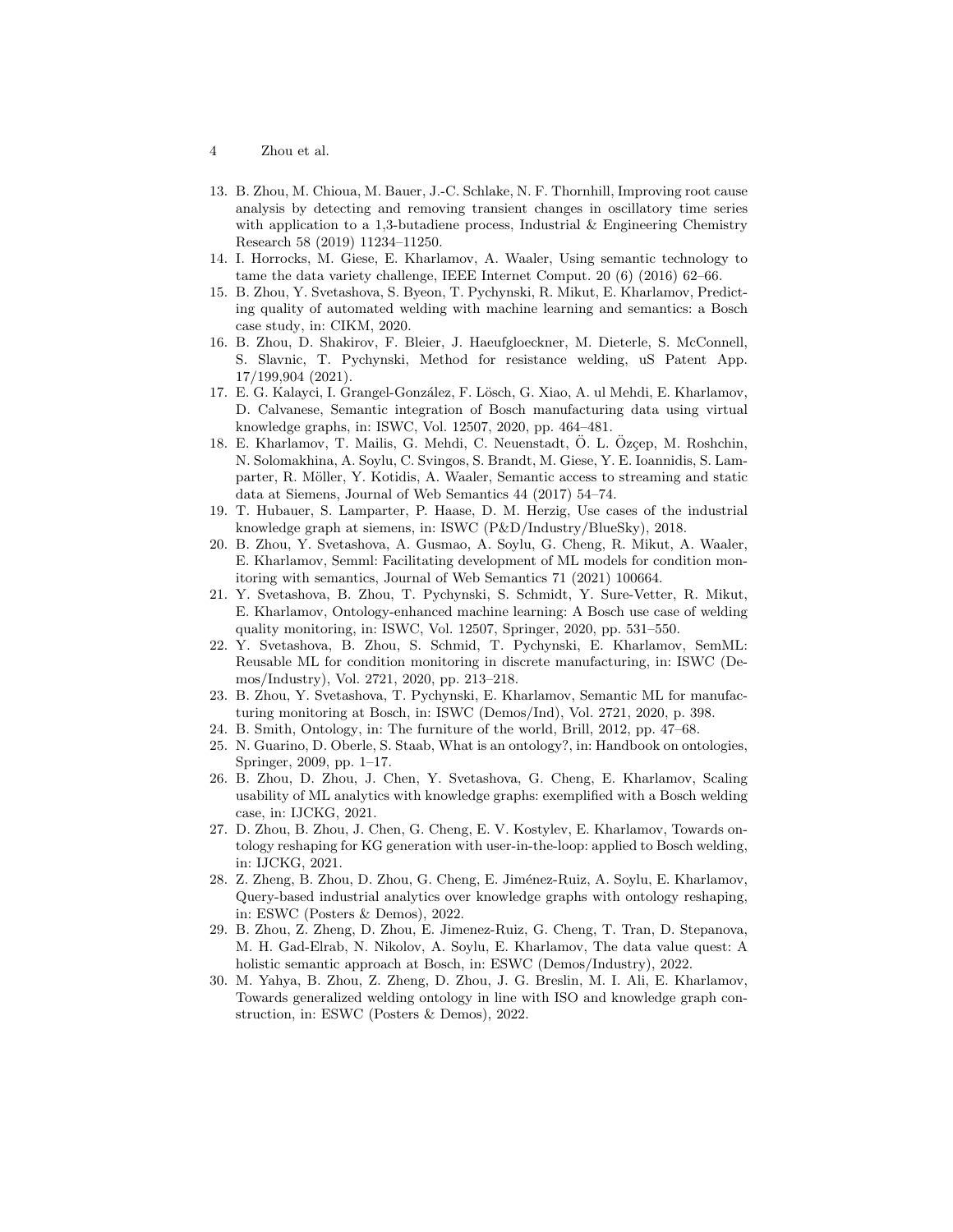13. B. Zhou, M. Chioua, M. Bauer, J.-C. Schlake, N. F. Thornhill, Improving root cause analysis by detecting and removing transient changes in oscillatory time series with application to a 1,3-butadiene process, Industrial & Engineering Chemistry Research 58 (2019) 11234–11250.
14. I. Horrocks, M. Giese, E. Kharlamov, A. Waaler, Using semantic technology to tame the data variety challenge, IEEE Internet Comput. 20 (6) (2016) 62–66.
15. B. Zhou, Y. Svetashova, S. Byeon, T. Pychynski, R. Mikut, E. Kharlamov, Predicting quality of automated welding with machine learning and semantics: a Bosch case study, in: CIKM, 2020.
16. B. Zhou, D. Shakirov, F. Bleier, J. Haeufgloeckner, M. Dieterle, S. McConnell, S. Slavnic, T. Pychynski, Method for resistance welding, uS Patent App. 17/199,904 (2021).
17. E. G. Kalayci, I. Grangel-González, F. Lösch, G. Xiao, A. ul Mehdi, E. Kharlamov, D. Calvanese, Semantic integration of Bosch manufacturing data using virtual knowledge graphs, in: ISWC, Vol. 12507, 2020, pp. 464–481.
18. E. Kharlamov, T. Mailis, G. Mehdi, C. Neuenstadt, Ö. L. Özçep, M. Roshchin, N. Solomakhina, A. Soylu, C. Svingos, S. Brandt, M. Giese, Y. E. Ioannidis, S. Lamparter, R. Möller, Y. Kotidis, A. Waaler, Semantic access to streaming and static data at Siemens, Journal of Web Semantics 44 (2017) 54–74.
19. T. Hubauer, S. Lamparter, P. Haase, D. M. Herzig, Use cases of the industrial knowledge graph at siemens, in: ISWC (P&D/Industry/BlueSky), 2018.
20. B. Zhou, Y. Svetashova, A. Gusmao, A. Soylu, G. Cheng, R. Mikut, A. Waaler, E. Kharlamov, Semml: Facilitating development of ML models for condition monitoring with semantics, Journal of Web Semantics 71 (2021) 100664.
21. Y. Svetashova, B. Zhou, T. Pychynski, S. Schmidt, Y. Sure-Vetter, R. Mikut, E. Kharlamov, Ontology-enhanced machine learning: A Bosch use case of welding quality monitoring, in: ISWC, Vol. 12507, Springer, 2020, pp. 531–550.
22. Y. Svetashova, B. Zhou, S. Schmid, T. Pychynski, E. Kharlamov, SemML: Reusable ML for condition monitoring in discrete manufacturing, in: ISWC (Demos/Industry), Vol. 2721, 2020, pp. 213–218.
23. B. Zhou, Y. Svetashova, T. Pychynski, E. Kharlamov, Semantic ML for manufacturing monitoring at Bosch, in: ISWC (Demos/Ind), Vol. 2721, 2020, p. 398.
24. B. Smith, Ontology, in: The furniture of the world, Brill, 2012, pp. 47–68.
25. N. Guarino, D. Oberle, S. Staab, What is an ontology?, in: Handbook on ontologies, Springer, 2009, pp. 1–17.
26. B. Zhou, D. Zhou, J. Chen, Y. Svetashova, G. Cheng, E. Kharlamov, Scaling usability of ML analytics with knowledge graphs: exemplified with a Bosch welding case, in: IJCKG, 2021.
27. D. Zhou, B. Zhou, J. Chen, G. Cheng, E. V. Kostylev, E. Kharlamov, Towards ontology reshaping for KG generation with user-in-the-loop: applied to Bosch welding, in: IJCKG, 2021.
28. Z. Zheng, B. Zhou, D. Zhou, G. Cheng, E. Jiménez-Ruiz, A. Soylu, E. Kharlamov, Query-based industrial analytics over knowledge graphs with ontology reshaping, in: ESWC (Posters & Demos), 2022.
29. B. Zhou, Z. Zheng, D. Zhou, E. Jimenez-Ruiz, G. Cheng, T. Tran, D. Stepanova, M. H. Gad-Elrab, N. Nikolov, A. Soylu, E. Kharlamov, The data value quest: A holistic semantic approach at Bosch, in: ESWC (Demos/Industry), 2022.
30. M. Yahya, B. Zhou, Z. Zheng, D. Zhou, J. G. Breslin, M. I. Ali, E. Kharlamov, Towards generalized welding ontology in line with ISO and knowledge graph construction, in: ESWC (Posters & Demos), 2022.